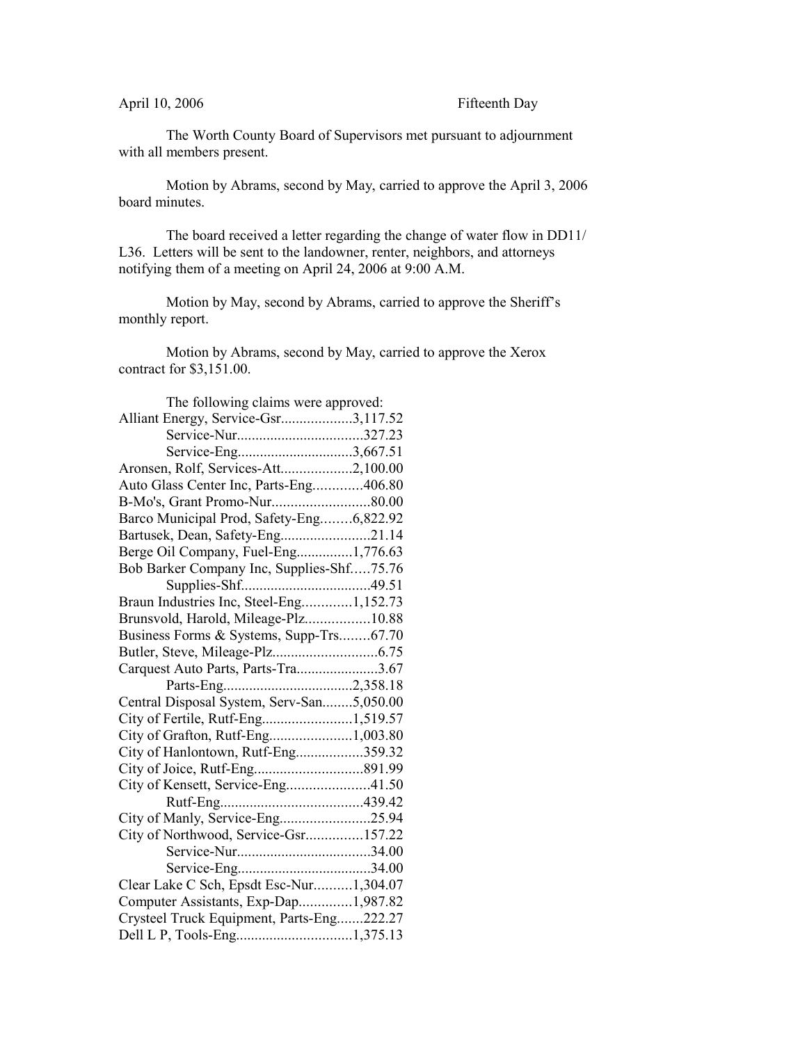April 10, 2006 Fifteenth Day

The Worth County Board of Supervisors met pursuant to adjournment with all members present.

Motion by Abrams, second by May, carried to approve the April 3, 2006 board minutes.

The board received a letter regarding the change of water flow in DD11/ L36. Letters will be sent to the landowner, renter, neighbors, and attorneys notifying them of a meeting on April 24, 2006 at 9:00 A.M.

Motion by May, second by Abrams, carried to approve the Sheriff's monthly report.

Motion by Abrams, second by May, carried to approve the Xerox contract for $3,151.00.

The following claims were approved:

Alliant Energy, Service-Gsr...................3,117.52
Service-Nur.................................327.23
Service-Eng...............................3,667.51
Aronsen, Rolf, Services-Att...................2,100.00
Auto Glass Center Inc, Parts-Eng.............406.80
B-Mo's, Grant Promo-Nur..........................80.00
Barco Municipal Prod, Safety-Eng........6,822.92
Bartusek, Dean, Safety-Eng........................21.14
Berge Oil Company, Fuel-Eng...............1,776.63
Bob Barker Company Inc, Supplies-Shf.....75.76
Supplies-Shf..................................49.51
Braun Industries Inc, Steel-Eng.............1,152.73
Brunsvold, Harold, Mileage-Plz.................10.88
Business Forms & Systems, Supp-Trs........67.70
Butler, Steve, Mileage-Plz............................6.75
Carquest Auto Parts, Parts-Tra......................3.67
Parts-Eng..................................2,358.18
Central Disposal System, Serv-San........5,050.00
City of Fertile, Rutf-Eng........................1,519.57
City of Grafton, Rutf-Eng......................1,003.80
City of Hanlontown, Rutf-Eng..................359.32
City of Joice, Rutf-Eng.............................891.99
City of Kensett, Service-Eng......................41.50
Rutf-Eng......................................439.42
City of Manly, Service-Eng........................25.94
City of Northwood, Service-Gsr...............157.22
Service-Nur...................................34.00
Service-Eng...................................34.00
Clear Lake C Sch, Epsdt Esc-Nur..........1,304.07
Computer Assistants, Exp-Dap..............1,987.82
Crysteel Truck Equipment, Parts-Eng.......222.27
Dell L P, Tools-Eng...............................1,375.13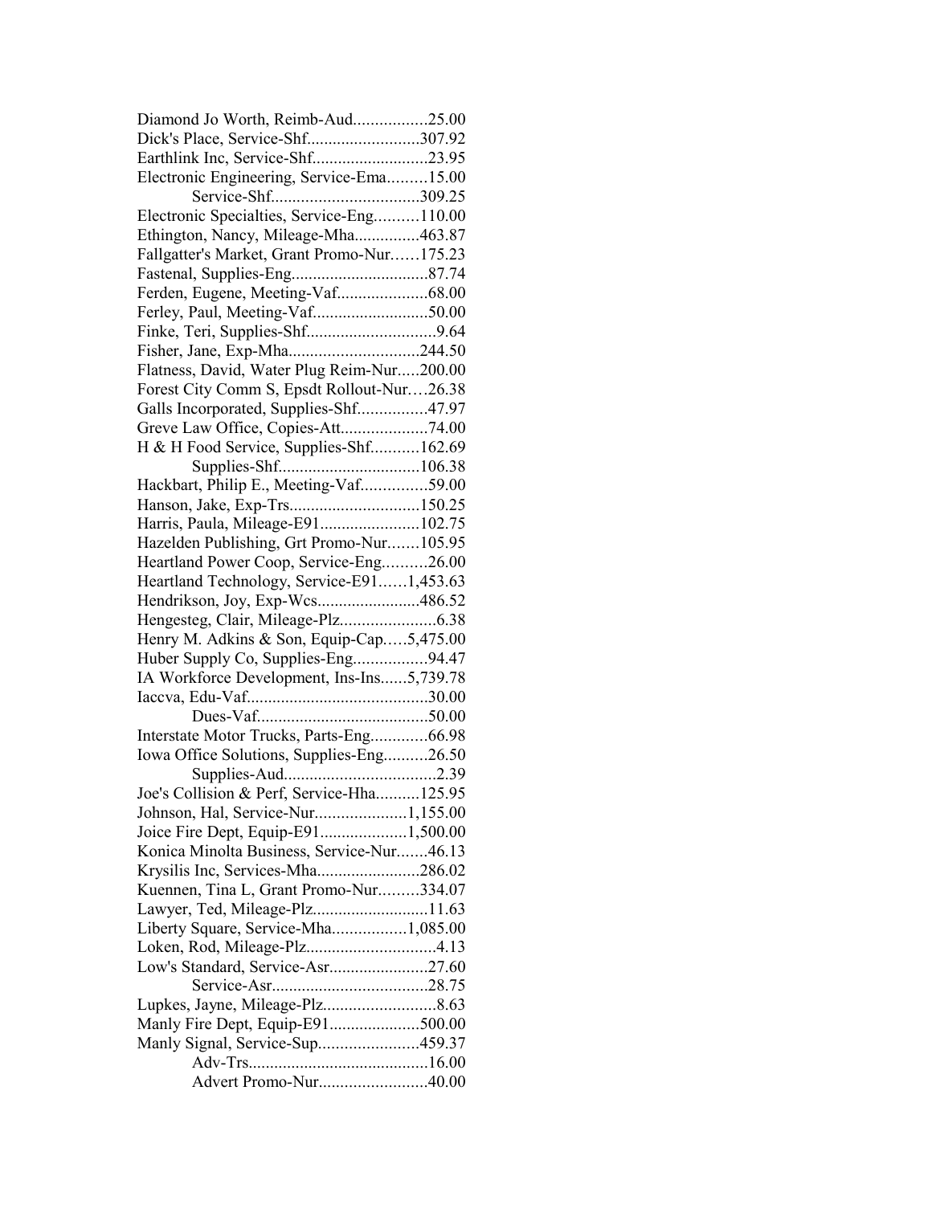Diamond Jo Worth, Reimb-Aud.................25.00
Dick's Place, Service-Shf..........................307.92
Earthlink Inc, Service-Shf..........................23.95
Electronic Engineering, Service-Ema.........15.00
Service-Shf..................................309.25
Electronic Specialties, Service-Eng..........110.00
Ethington, Nancy, Mileage-Mha...............463.87
Fallgatter's Market, Grant Promo-Nur……175.23
Fastenal, Supplies-Eng................................87.74
Ferden, Eugene, Meeting-Vaf.....................68.00
Ferley, Paul, Meeting-Vaf...........................50.00
Finke, Teri, Supplies-Shf.............................9.64
Fisher, Jane, Exp-Mha.............................244.50
Flatness, David, Water Plug Reim-Nur.....200.00
Forest City Comm S, Epsdt Rollout-Nur….26.38
Galls Incorporated, Supplies-Shf................47.97
Greve Law Office, Copies-Att....................74.00
H & H Food Service, Supplies-Shf...........162.69
Supplies-Shf................................106.38
Hackbart, Philip E., Meeting-Vaf...............59.00
Hanson, Jake, Exp-Trs..............................150.25
Harris, Paula, Mileage-E91.......................102.75
Hazelden Publishing, Grt Promo-Nur.......105.95
Heartland Power Coop, Service-Eng..........26.00
Heartland Technology, Service-E91……1,453.63
Hendrikson, Joy, Exp-Wcs........................486.52
Hengesteg, Clair, Mileage-Plz......................6.38
Henry M. Adkins & Son, Equip-Cap…..5,475.00
Huber Supply Co, Supplies-Eng.................94.47
IA Workforce Development, Ins-Ins......5,739.78
Iaccva, Edu-Vaf..........................................30.00
Dues-Vaf.......................................50.00
Interstate Motor Trucks, Parts-Eng.............66.98
Iowa Office Solutions, Supplies-Eng..........26.50
Supplies-Aud...................................2.39
Joe's Collision & Perf, Service-Hha..........125.95
Johnson, Hal, Service-Nur.....................1,155.00
Joice Fire Dept, Equip-E91....................1,500.00
Konica Minolta Business, Service-Nur.......46.13
Krysilis Inc, Services-Mha........................286.02
Kuennen, Tina L, Grant Promo-Nur.........334.07
Lawyer, Ted, Mileage-Plz...........................11.63
Liberty Square, Service-Mha.................1,085.00
Loken, Rod, Mileage-Plz..............................4.13
Low's Standard, Service-Asr.......................27.60
Service-Asr....................................28.75
Lupkes, Jayne, Mileage-Plz..........................8.63
Manly Fire Dept, Equip-E91.....................500.00
Manly Signal, Service-Sup.......................459.37
Adv-Trs..........................................16.00
Advert Promo-Nur.........................40.00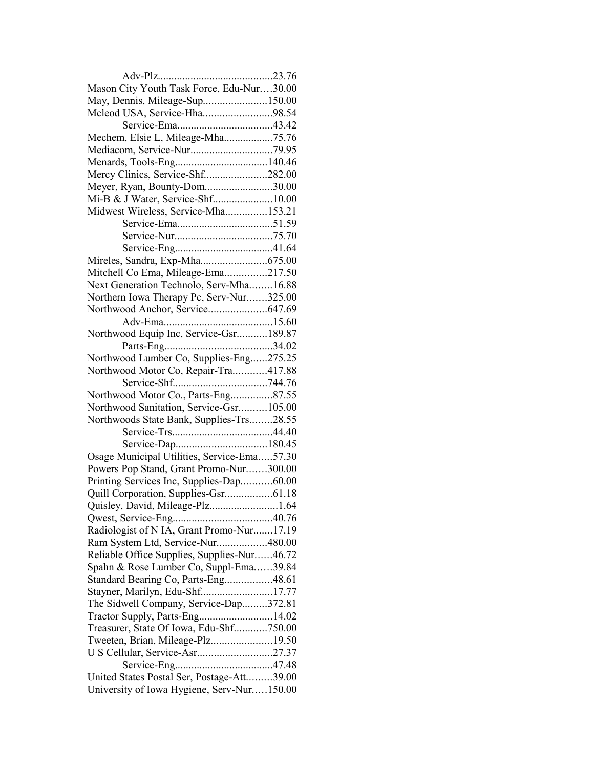Adv-Plz..........................................23.76
Mason City Youth Task Force, Edu-Nur....30.00
May, Dennis, Mileage-Sup.......................150.00
Mcleod USA, Service-Hha.........................98.54
Service-Ema...................................43.42
Mechem, Elsie L, Mileage-Mha..................75.76
Mediacom, Service-Nur..............................79.95
Menards, Tools-Eng..................................140.46
Mercy Clinics, Service-Shf.......................282.00
Meyer, Ryan, Bounty-Dom.........................30.00
Mi-B & J Water, Service-Shf......................10.00
Midwest Wireless, Service-Mha...............153.21
Service-Ema...................................51.59
Service-Nur....................................75.70
Service-Eng....................................41.64
Mireles, Sandra, Exp-Mha........................675.00
Mitchell Co Ema, Mileage-Ema...............217.50
Next Generation Technolo, Serv-Mha........16.88
Northern Iowa Therapy Pc, Serv-Nur.......325.00
Northwood Anchor, Service.....................647.69
Adv-Ema........................................15.60
Northwood Equip Inc, Service-Gsr...........189.87
Parts-Eng.......................................34.02
Northwood Lumber Co, Supplies-Eng......275.25
Northwood Motor Co, Repair-Tra............417.88
Service-Shf..................................744.76
Northwood Motor Co., Parts-Eng...............87.55
Northwood Sanitation, Service-Gsr..........105.00
Northwoods State Bank, Supplies-Trs........28.55
Service-Trs.....................................44.40
Service-Dap.................................180.45
Osage Municipal Utilities, Service-Ema.....57.30
Powers Pop Stand, Grant Promo-Nur.......300.00
Printing Services Inc, Supplies-Dap...........60.00
Quill Corporation, Supplies-Gsr.................61.18
Quisley, David, Mileage-Plz.........................1.64
Qwest, Service-Eng....................................40.76
Radiologist of N IA, Grant Promo-Nur.......17.19
Ram System Ltd, Service-Nur..................480.00
Reliable Office Supplies, Supplies-Nur......46.72
Spahn & Rose Lumber Co, Suppl-Ema......39.84
Standard Bearing Co, Parts-Eng.................48.61
Stayner, Marilyn, Edu-Shf..........................17.77
The Sidwell Company, Service-Dap.........372.81
Tractor Supply, Parts-Eng...........................14.02
Treasurer, State Of Iowa, Edu-Shf............750.00
Tweeten, Brian, Mileage-Plz......................19.50
U S Cellular, Service-Asr...........................27.37
Service-Eng....................................47.48
United States Postal Ser, Postage-Att.........39.00
University of Iowa Hygiene, Serv-Nur.....150.00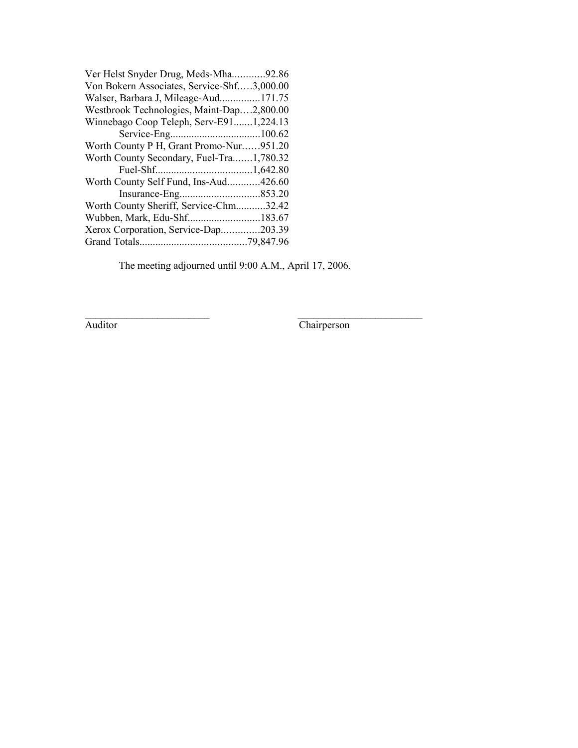Ver Helst Snyder Drug, Meds-Mha............92.86
Von Bokern Associates, Service-Shf.....3,000.00
Walser, Barbara J, Mileage-Aud...............171.75
Westbrook Technologies, Maint-Dap....2,800.00
Winnebago Coop Teleph, Serv-E91.......1,224.13
Service-Eng..................................100.62
Worth County P H, Grant Promo-Nur......951.20
Worth County Secondary, Fuel-Tra.......1,780.32
Fuel-Shf....................................1,642.80
Worth County Self Fund, Ins-Aud............426.60
Insurance-Eng..............................853.20
Worth County Sheriff, Service-Chm...........32.42
Wubben, Mark, Edu-Shf...........................183.67
Xerox Corporation, Service-Dap..............203.39
Grand Totals........................................79,847.96

The meeting adjourned until 9:00 A.M., April 17, 2006.

\_\_\_\_\_\_\_\_\_\_\_\_\_\_\_\_\_\_\_\_\_\_\_\_ \_\_\_\_\_\_\_\_\_\_\_\_\_\_\_\_\_\_\_\_\_\_\_\_

Auditor Chairperson